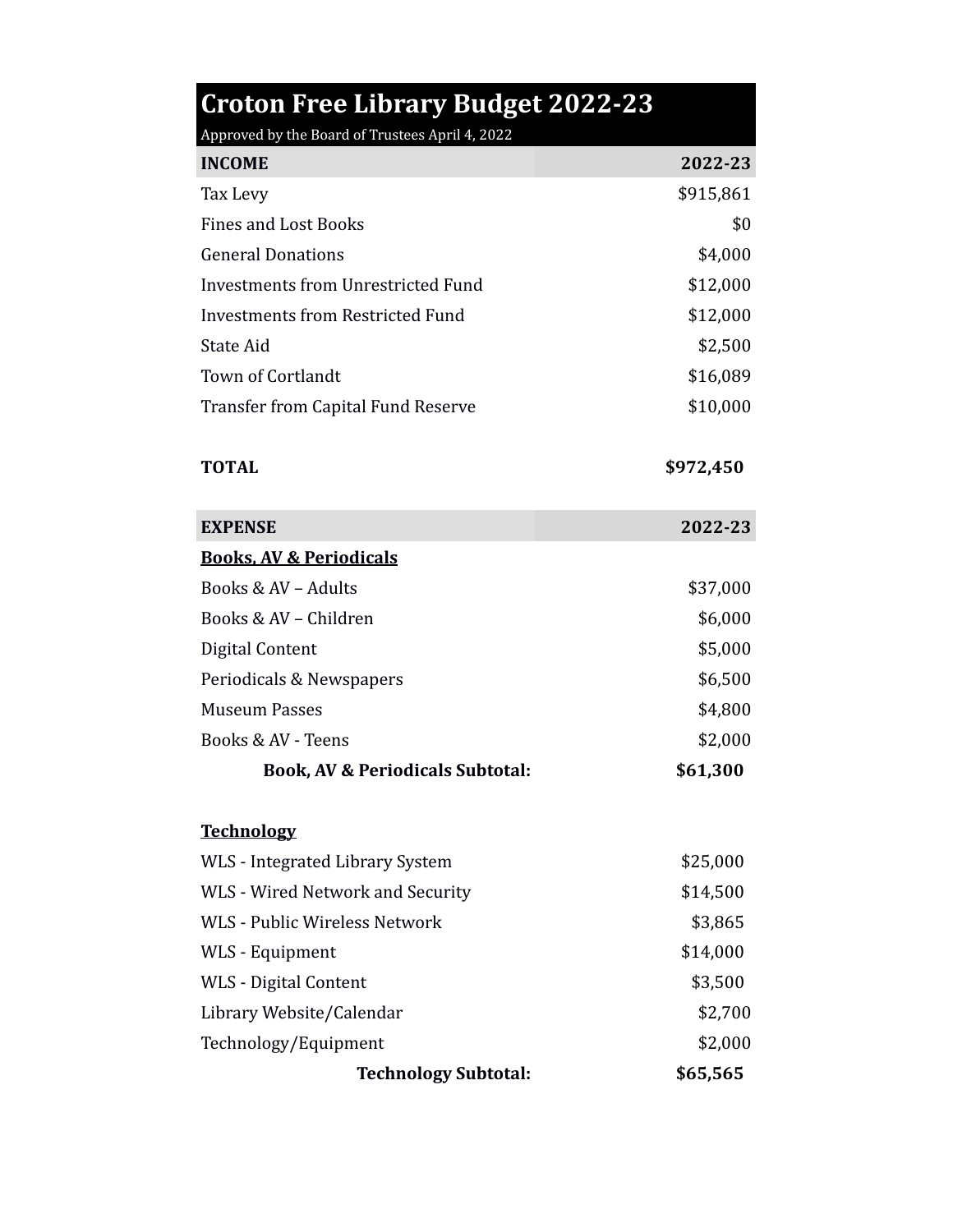# Croton Free Library Budget 2022-23

Approved by the Board of Trustees April 4, 2022

| **INCOME** | **2022-23** |
|---|---|
| Tax Levy | $915,861 |
| Fines and Lost Books | $0 |
| General Donations | $4,000 |
| Investments from Unrestricted Fund | $12,000 |
| Investments from Restricted Fund | $12,000 |
| State Aid | $2,500 |
| Town of Cortlandt | $16,089 |
| Transfer from Capital Fund Reserve | $10,000 |
| | |
| **TOTAL** | **$972,450** |

| **EXPENSE** | **2022-23** |
|---|---|
| **Books, AV & Periodicals** | |
| Books & AV – Adults | $37,000 |
| Books & AV – Children | $6,000 |
| Digital Content | $5,000 |
| Periodicals & Newspapers | $6,500 |
| Museum Passes | $4,800 |
| Books & AV - Teens | $2,000 |
| **Book, AV & Periodicals Subtotal:** | **$61,300** |
| | |
| **Technology** | |
| WLS - Integrated Library System | $25,000 |
| WLS - Wired Network and Security | $14,500 |
| WLS - Public Wireless Network | $3,865 |
| WLS - Equipment | $14,000 |
| WLS - Digital Content | $3,500 |
| Library Website/Calendar | $2,700 |
| Technology/Equipment | $2,000 |
| **Technology Subtotal:** | **$65,565** |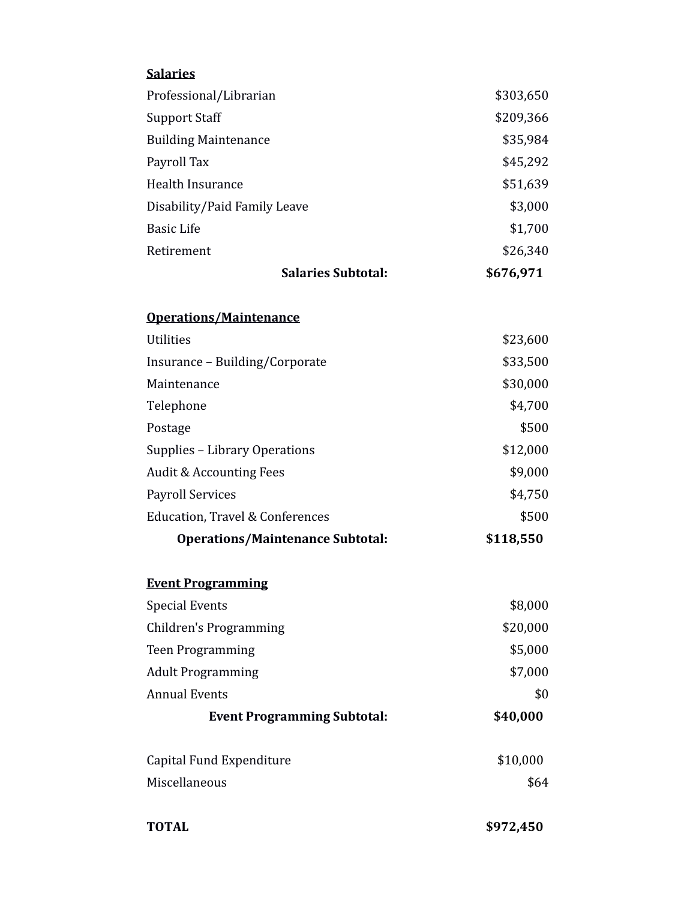| | |
|---|---|
| **Salaries** | |
| Professional/Librarian | $303,650 |
| Support Staff | $209,366 |
| Building Maintenance | $35,984 |
| Payroll Tax | $45,292 |
| Health Insurance | $51,639 |
| Disability/Paid Family Leave | $3,000 |
| Basic Life | $1,700 |
| Retirement | $26,340 |
| **Salaries Subtotal:** | **$676,971** |
| | |
| **Operations/Maintenance** | |
| Utilities | $23,600 |
| Insurance – Building/Corporate | $33,500 |
| Maintenance | $30,000 |
| Telephone | $4,700 |
| Postage | $500 |
| Supplies – Library Operations | $12,000 |
| Audit & Accounting Fees | $9,000 |
| Payroll Services | $4,750 |
| Education, Travel & Conferences | $500 |
| **Operations/Maintenance Subtotal:** | **$118,550** |
| | |
| **Event Programming** | |
| Special Events | $8,000 |
| Children's Programming | $20,000 |
| Teen Programming | $5,000 |
| Adult Programming | $7,000 |
| Annual Events | $0 |
| **Event Programming Subtotal:** | **$40,000** |
| | |
| Capital Fund Expenditure | $10,000 |
| Miscellaneous | $64 |
| | |
| **TOTAL** | **$972,450** |